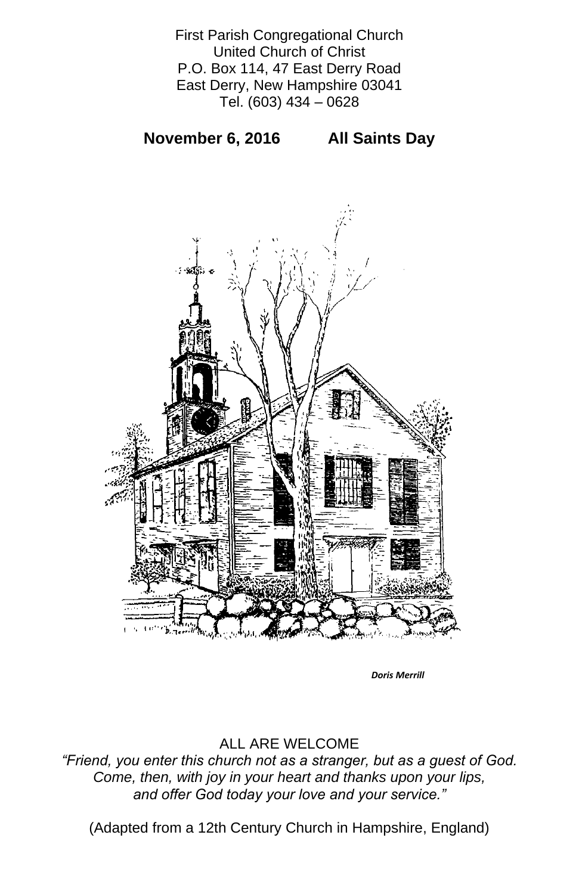First Parish Congregational Church
United Church of Christ
P.O. Box 114, 47 East Derry Road
East Derry, New Hampshire 03041
Tel. (603) 434 – 0628

**November 6, 2016 All Saints Day**

***Doris Merrill***

ALL ARE WELCOME

*“Friend, you enter this church not as a stranger, but as a guest of God. Come, then, with joy in your heart and thanks upon your lips, and offer God today your love and your service.”*

(Adapted from a 12th Century Church in Hampshire, England)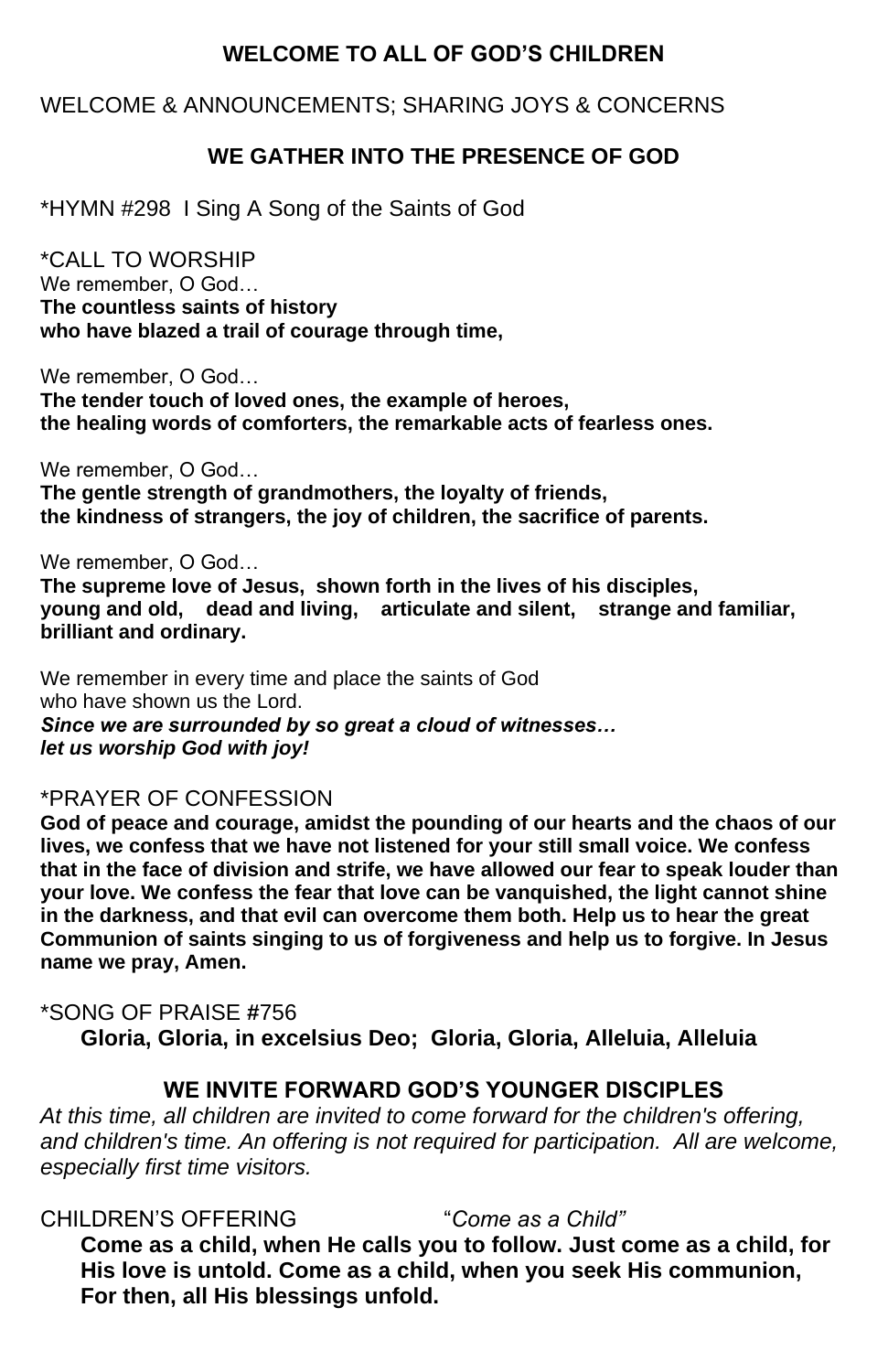## WELCOME TO ALL OF GOD'S CHILDREN

WELCOME & ANNOUNCEMENTS; SHARING JOYS & CONCERNS

## WE GATHER INTO THE PRESENCE OF GOD

*HYMN #298 I Sing A Song of the Saints of God

*CALL TO WORSHIP

We remember, O God…
**The countless saints of history**
**who have blazed a trail of courage through time,**

We remember, O God…
**The tender touch of loved ones, the example of heroes,**
**the healing words of comforters, the remarkable acts of fearless ones.**

We remember, O God…
**The gentle strength of grandmothers, the loyalty of friends,**
**the kindness of strangers, the joy of children, the sacrifice of parents.**

We remember, O God…
**The supreme love of Jesus, shown forth in the lives of his disciples,**
**young and old, dead and living, articulate and silent, strange and familiar,**
**brilliant and ordinary.**

We remember in every time and place the saints of God
who have shown us the Lord.
***Since we are surrounded by so great a cloud of witnesses…***
***let us worship God with joy!***

*PRAYER OF CONFESSION

**God of peace and courage, amidst the pounding of our hearts and the chaos of our lives, we confess that we have not listened for your still small voice. We confess that in the face of division and strife, we have allowed our fear to speak louder than your love. We confess the fear that love can be vanquished, the light cannot shine in the darkness, and that evil can overcome them both. Help us to hear the great Communion of saints singing to us of forgiveness and help us to forgive. In Jesus name we pray, Amen.**

*SONG OF PRAISE #756

**Gloria, Gloria, in excelsius Deo; Gloria, Gloria, Alleluia, Alleluia**

## WE INVITE FORWARD GOD'S YOUNGER DISCIPLES

*At this time, all children are invited to come forward for the children's offering, and children's time. An offering is not required for participation. All are welcome, especially first time visitors.*

CHILDREN'S OFFERING "*Come as a Child"*

**Come as a child, when He calls you to follow. Just come as a child, for His love is untold. Come as a child, when you seek His communion, For then, all His blessings unfold.**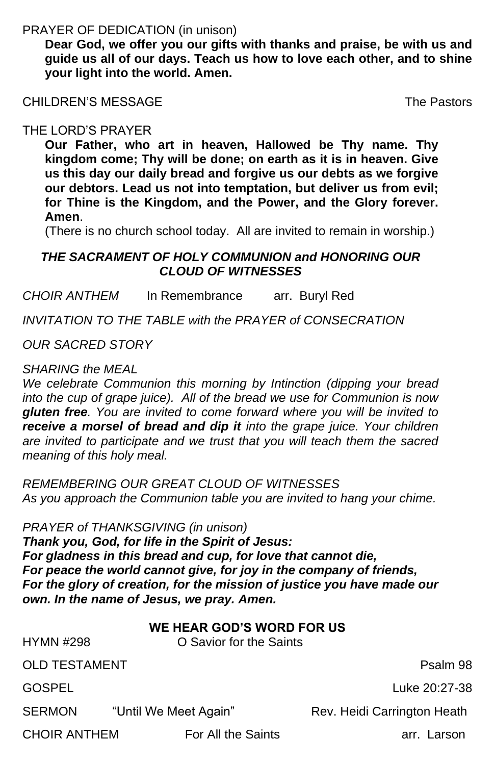PRAYER OF DEDICATION (in unison)

**Dear God, we offer you our gifts with thanks and praise, be with us and guide us all of our days. Teach us how to love each other, and to shine your light into the world. Amen.**

CHILDREN'S MESSAGE — The Pastors

THE LORD'S PRAYER

**Our Father, who art in heaven, Hallowed be Thy name. Thy kingdom come; Thy will be done; on earth as it is in heaven. Give us this day our daily bread and forgive us our debts as we forgive our debtors. Lead us not into temptation, but deliver us from evil; for Thine is the Kingdom, and the Power, and the Glory forever. Amen**.

(There is no church school today. All are invited to remain in worship.)

***THE SACRAMENT OF HOLY COMMUNION and HONORING OUR CLOUD OF WITNESSES***

*CHOIR ANTHEM* — In Remembrance — arr. Buryl Red

*INVITATION TO THE TABLE with the PRAYER of CONSECRATION*

*OUR SACRED STORY*

*SHARING the MEAL*

*We celebrate Communion this morning by Intinction (dipping your bread into the cup of grape juice). All of the bread we use for Communion is now* ***gluten free****. You are invited to come forward where you will be invited to* ***receive a morsel of bread and dip it*** *into the grape juice. Your children are invited to participate and we trust that you will teach them the sacred meaning of this holy meal.*

*REMEMBERING OUR GREAT CLOUD OF WITNESSES*

*As you approach the Communion table you are invited to hang your chime.*

*PRAYER of THANKSGIVING (in unison)*

***Thank you, God, for life in the Spirit of Jesus:***
***For gladness in this bread and cup, for love that cannot die,***
***For peace the world cannot give, for joy in the company of friends,***
***For the glory of creation, for the mission of justice you have made our own. In the name of Jesus, we pray. Amen.***

**WE HEAR GOD'S WORD FOR US**

HYMN #298 — O Savior for the Saints

OLD TESTAMENT — Psalm 98

GOSPEL — Luke 20:27-38

SERMON — "Until We Meet Again" — Rev. Heidi Carrington Heath

CHOIR ANTHEM — For All the Saints — arr. Larson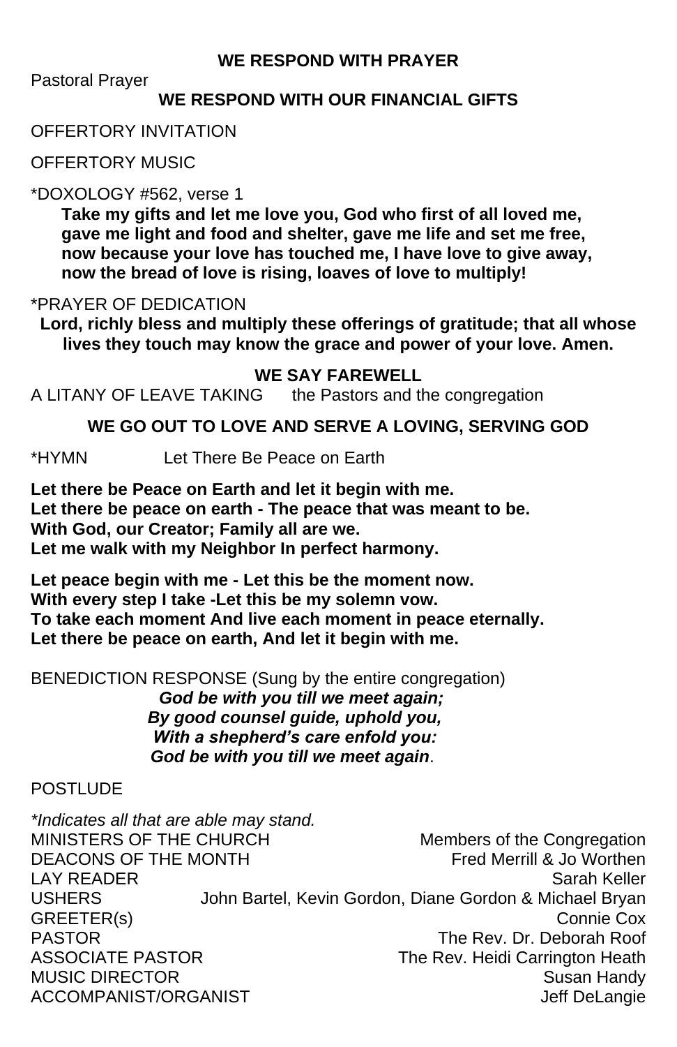**WE RESPOND WITH PRAYER**

Pastoral Prayer

**WE RESPOND WITH OUR FINANCIAL GIFTS**

OFFERTORY INVITATION

OFFERTORY MUSIC

*DOXOLOGY #562, verse 1

**Take my gifts and let me love you, God who first of all loved me,**
**gave me light and food and shelter, gave me life and set me free,**
**now because your love has touched me, I have love to give away,**
**now the bread of love is rising, loaves of love to multiply!**

*PRAYER OF DEDICATION

**Lord, richly bless and multiply these offerings of gratitude; that all whose lives they touch may know the grace and power of your love. Amen.**

**WE SAY FAREWELL**

A LITANY OF LEAVE TAKING the Pastors and the congregation

**WE GO OUT TO LOVE AND SERVE A LOVING, SERVING GOD**

*HYMN Let There Be Peace on Earth

**Let there be Peace on Earth and let it begin with me.**
**Let there be peace on earth - The peace that was meant to be.**
**With God, our Creator; Family all are we.**
**Let me walk with my Neighbor In perfect harmony.**

**Let peace begin with me - Let this be the moment now.**
**With every step I take -Let this be my solemn vow.**
**To take each moment And live each moment in peace eternally.**
**Let there be peace on earth, And let it begin with me.**

BENEDICTION RESPONSE (Sung by the entire congregation)

***God be with you till we meet again;***
***By good counsel guide, uphold you,***
***With a shepherd's care enfold you:***
***God be with you till we meet again*.**

POSTLUDE

*\*Indicates all that are able may stand.*

MINISTERS OF THE CHURCH — Members of the Congregation
DEACONS OF THE MONTH — Fred Merrill & Jo Worthen
LAY READER — Sarah Keller
USHERS — John Bartel, Kevin Gordon, Diane Gordon & Michael Bryan
GREETER(s) — Connie Cox
PASTOR — The Rev. Dr. Deborah Roof
ASSOCIATE PASTOR — The Rev. Heidi Carrington Heath
MUSIC DIRECTOR — Susan Handy
ACCOMPANIST/ORGANIST — Jeff DeLangie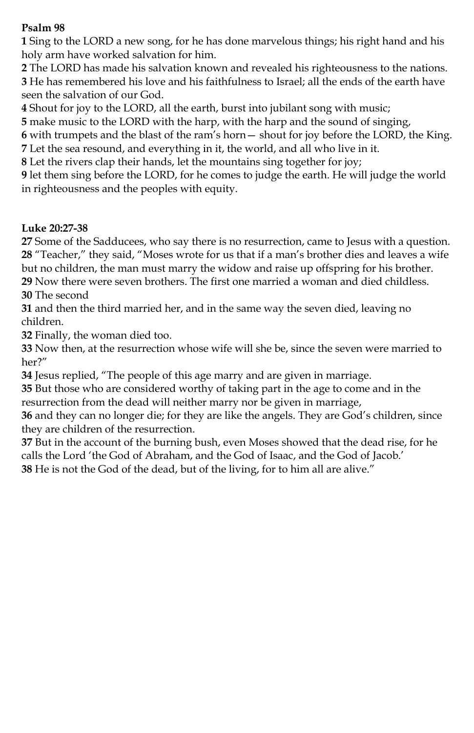**Psalm 98**

**1** Sing to the LORD a new song, for he has done marvelous things; his right hand and his holy arm have worked salvation for him.
**2** The LORD has made his salvation known and revealed his righteousness to the nations.
**3** He has remembered his love and his faithfulness to Israel; all the ends of the earth have seen the salvation of our God.
**4** Shout for joy to the LORD, all the earth, burst into jubilant song with music;
**5** make music to the LORD with the harp, with the harp and the sound of singing,
**6** with trumpets and the blast of the ram's horn— shout for joy before the LORD, the King.
**7** Let the sea resound, and everything in it, the world, and all who live in it.
**8** Let the rivers clap their hands, let the mountains sing together for joy;
**9** let them sing before the LORD, for he comes to judge the earth. He will judge the world in righteousness and the peoples with equity.

**Luke 20:27-38**

**27** Some of the Sadducees, who say there is no resurrection, came to Jesus with a question.
**28** "Teacher," they said, "Moses wrote for us that if a man's brother dies and leaves a wife but no children, the man must marry the widow and raise up offspring for his brother.
**29** Now there were seven brothers. The first one married a woman and died childless.
**30** The second
**31** and then the third married her, and in the same way the seven died, leaving no children.
**32** Finally, the woman died too.
**33** Now then, at the resurrection whose wife will she be, since the seven were married to her?"
**34** Jesus replied, "The people of this age marry and are given in marriage.
**35** But those who are considered worthy of taking part in the age to come and in the resurrection from the dead will neither marry nor be given in marriage,
**36** and they can no longer die; for they are like the angels. They are God's children, since they are children of the resurrection.
**37** But in the account of the burning bush, even Moses showed that the dead rise, for he calls the Lord 'the God of Abraham, and the God of Isaac, and the God of Jacob.'
**38** He is not the God of the dead, but of the living, for to him all are alive."